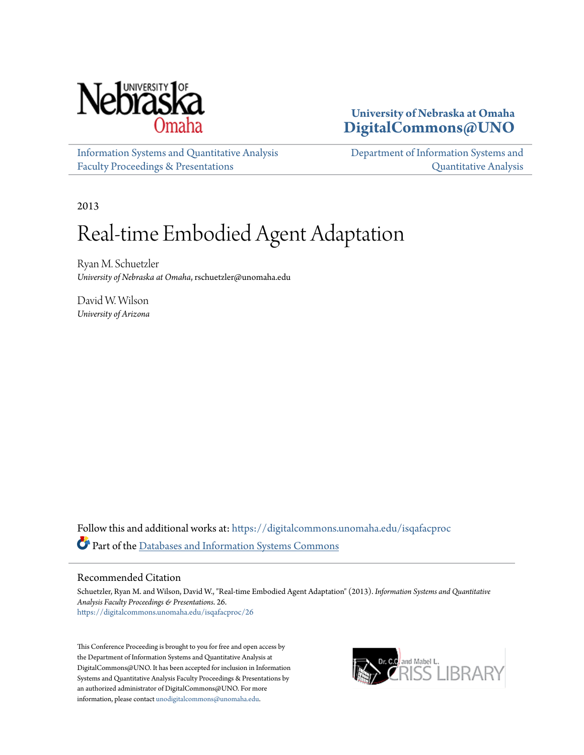University of Nebraska at Omaha
**DigitalCommons@UNO**

Information Systems and Quantitative Analysis Faculty Proceedings & Presentations

Department of Information Systems and Quantitative Analysis

2013

# Real-time Embodied Agent Adaptation

Ryan M. Schuetzler
*University of Nebraska at Omaha*, rschuetzler@unomaha.edu

David W. Wilson
*University of Arizona*

Follow this and additional works at: https://digitalcommons.unomaha.edu/isqafacproc

Part of the Databases and Information Systems Commons

## Recommended Citation

Schuetzler, Ryan M. and Wilson, David W., "Real-time Embodied Agent Adaptation" (2013). *Information Systems and Quantitative Analysis Faculty Proceedings & Presentations*. 26.
https://digitalcommons.unomaha.edu/isqafacproc/26

This Conference Proceeding is brought to you for free and open access by the Department of Information Systems and Quantitative Analysis at DigitalCommons@UNO. It has been accepted for inclusion in Information Systems and Quantitative Analysis Faculty Proceedings & Presentations by an authorized administrator of DigitalCommons@UNO. For more information, please contact unodigitalcommons@unomaha.edu.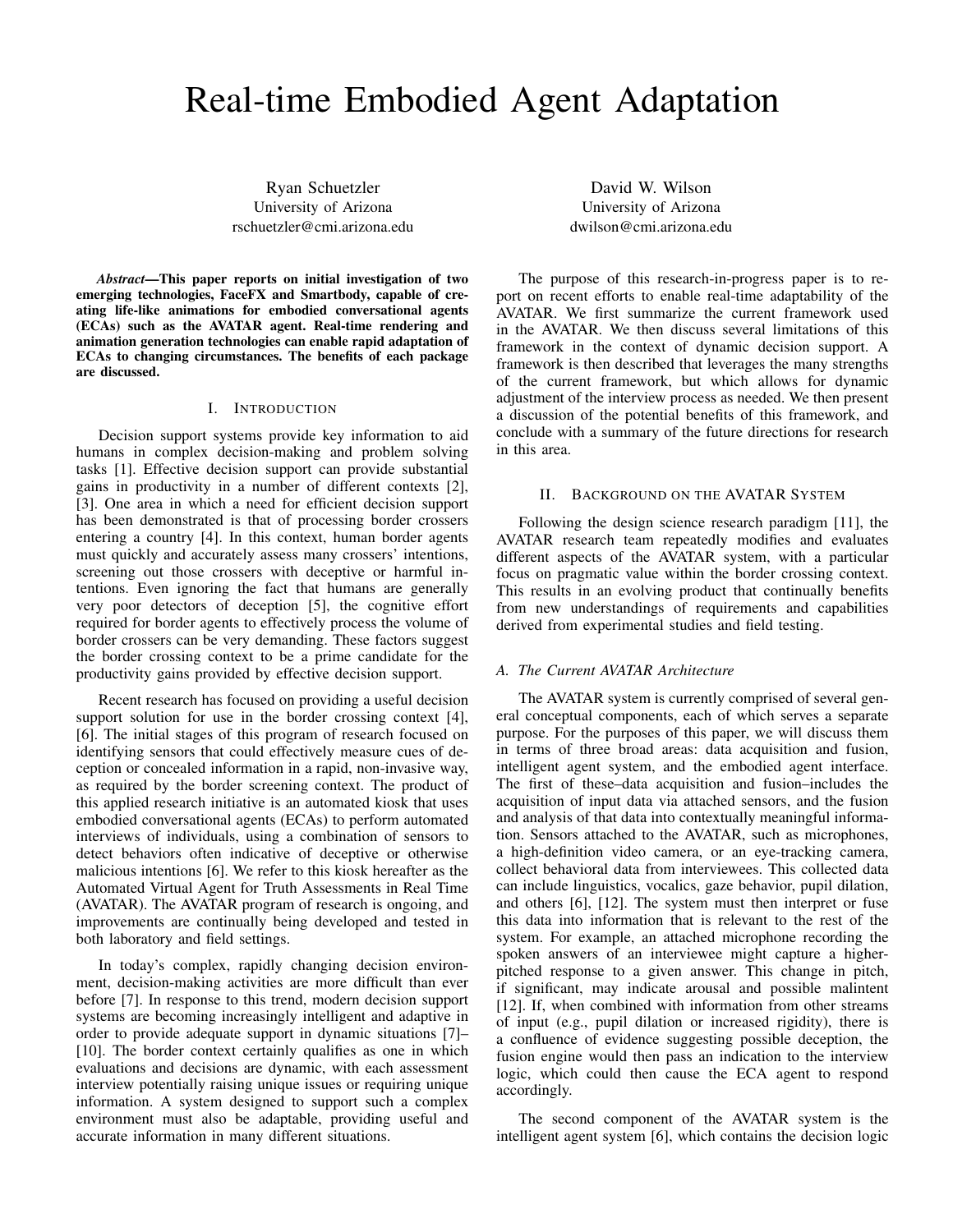# Real-time Embodied Agent Adaptation

Ryan Schuetzler
University of Arizona
rschuetzler@cmi.arizona.edu

David W. Wilson
University of Arizona
dwilson@cmi.arizona.edu

***Abstract*—This paper reports on initial investigation of two emerging technologies, FaceFX and Smartbody, capable of creating life-like animations for embodied conversational agents (ECAs) such as the AVATAR agent. Real-time rendering and animation generation technologies can enable rapid adaptation of ECAs to changing circumstances. The benefits of each package are discussed.**

## I. Introduction

Decision support systems provide key information to aid humans in complex decision-making and problem solving tasks [1]. Effective decision support can provide substantial gains in productivity in a number of different contexts [2], [3]. One area in which a need for efficient decision support has been demonstrated is that of processing border crossers entering a country [4]. In this context, human border agents must quickly and accurately assess many crossers' intentions, screening out those crossers with deceptive or harmful intentions. Even ignoring the fact that humans are generally very poor detectors of deception [5], the cognitive effort required for border agents to effectively process the volume of border crossers can be very demanding. These factors suggest the border crossing context to be a prime candidate for the productivity gains provided by effective decision support.

Recent research has focused on providing a useful decision support solution for use in the border crossing context [4], [6]. The initial stages of this program of research focused on identifying sensors that could effectively measure cues of deception or concealed information in a rapid, non-invasive way, as required by the border screening context. The product of this applied research initiative is an automated kiosk that uses embodied conversational agents (ECAs) to perform automated interviews of individuals, using a combination of sensors to detect behaviors often indicative of deceptive or otherwise malicious intentions [6]. We refer to this kiosk hereafter as the Automated Virtual Agent for Truth Assessments in Real Time (AVATAR). The AVATAR program of research is ongoing, and improvements are continually being developed and tested in both laboratory and field settings.

In today's complex, rapidly changing decision environment, decision-making activities are more difficult than ever before [7]. In response to this trend, modern decision support systems are becoming increasingly intelligent and adaptive in order to provide adequate support in dynamic situations [7]–[10]. The border context certainly qualifies as one in which evaluations and decisions are dynamic, with each assessment interview potentially raising unique issues or requiring unique information. A system designed to support such a complex environment must also be adaptable, providing useful and accurate information in many different situations.

The purpose of this research-in-progress paper is to report on recent efforts to enable real-time adaptability of the AVATAR. We first summarize the current framework used in the AVATAR. We then discuss several limitations of this framework in the context of dynamic decision support. A framework is then described that leverages the many strengths of the current framework, but which allows for dynamic adjustment of the interview process as needed. We then present a discussion of the potential benefits of this framework, and conclude with a summary of the future directions for research in this area.

## II. Background on the AVATAR System

Following the design science research paradigm [11], the AVATAR research team repeatedly modifies and evaluates different aspects of the AVATAR system, with a particular focus on pragmatic value within the border crossing context. This results in an evolving product that continually benefits from new understandings of requirements and capabilities derived from experimental studies and field testing.

### *A. The Current AVATAR Architecture*

The AVATAR system is currently comprised of several general conceptual components, each of which serves a separate purpose. For the purposes of this paper, we will discuss them in terms of three broad areas: data acquisition and fusion, intelligent agent system, and the embodied agent interface. The first of these–data acquisition and fusion–includes the acquisition of input data via attached sensors, and the fusion and analysis of that data into contextually meaningful information. Sensors attached to the AVATAR, such as microphones, a high-definition video camera, or an eye-tracking camera, collect behavioral data from interviewees. This collected data can include linguistics, vocalics, gaze behavior, pupil dilation, and others [6], [12]. The system must then interpret or fuse this data into information that is relevant to the rest of the system. For example, an attached microphone recording the spoken answers of an interviewee might capture a higher-pitched response to a given answer. This change in pitch, if significant, may indicate arousal and possible malintent [12]. If, when combined with information from other streams of input (e.g., pupil dilation or increased rigidity), there is a confluence of evidence suggesting possible deception, the fusion engine would then pass an indication to the interview logic, which could then cause the ECA agent to respond accordingly.

The second component of the AVATAR system is the intelligent agent system [6], which contains the decision logic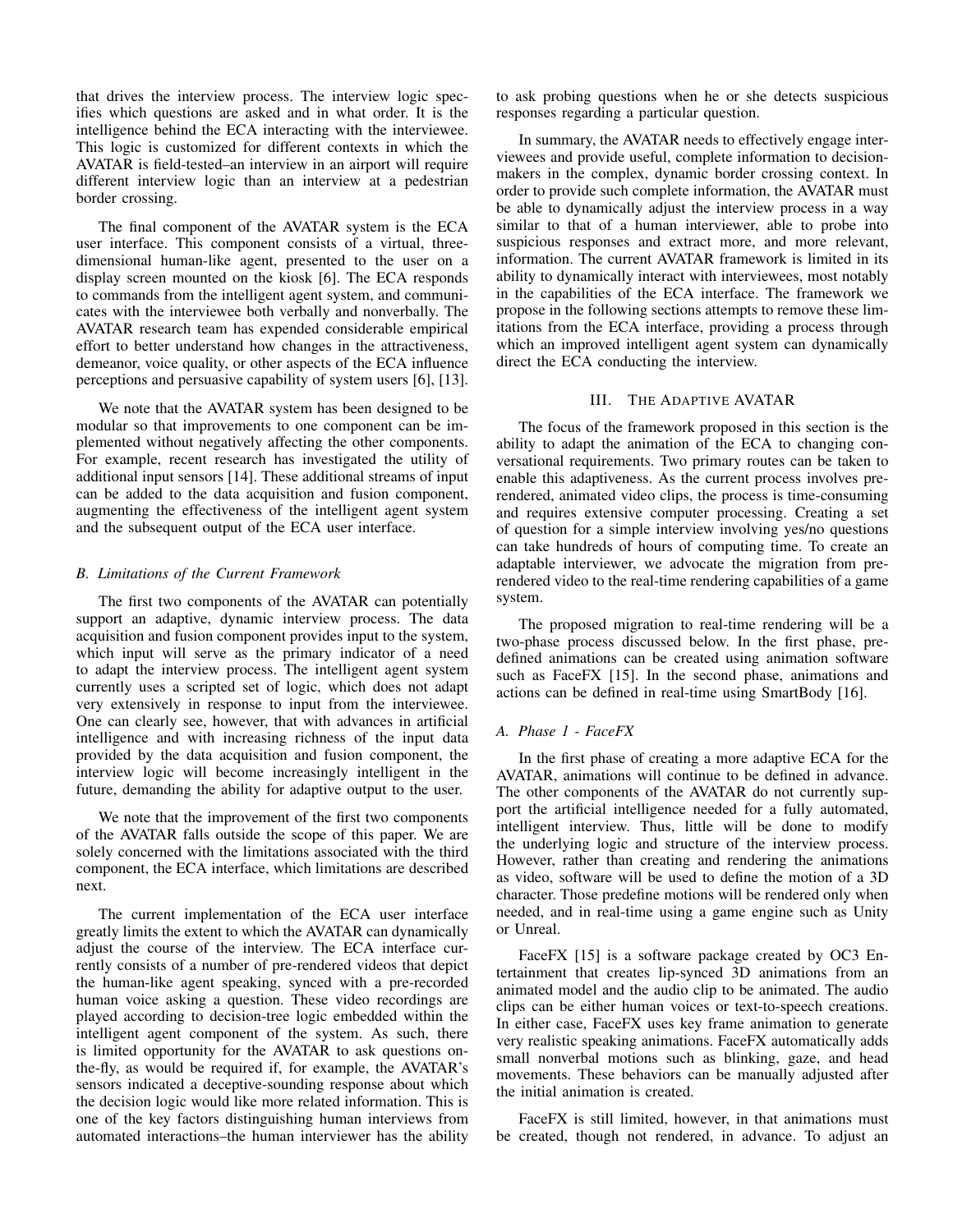that drives the interview process. The interview logic specifies which questions are asked and in what order. It is the intelligence behind the ECA interacting with the interviewee. This logic is customized for different contexts in which the AVATAR is field-tested–an interview in an airport will require different interview logic than an interview at a pedestrian border crossing.

The final component of the AVATAR system is the ECA user interface. This component consists of a virtual, three-dimensional human-like agent, presented to the user on a display screen mounted on the kiosk [6]. The ECA responds to commands from the intelligent agent system, and communicates with the interviewee both verbally and nonverbally. The AVATAR research team has expended considerable empirical effort to better understand how changes in the attractiveness, demeanor, voice quality, or other aspects of the ECA influence perceptions and persuasive capability of system users [6], [13].

We note that the AVATAR system has been designed to be modular so that improvements to one component can be implemented without negatively affecting the other components. For example, recent research has investigated the utility of additional input sensors [14]. These additional streams of input can be added to the data acquisition and fusion component, augmenting the effectiveness of the intelligent agent system and the subsequent output of the ECA user interface.

### *B. Limitations of the Current Framework*

The first two components of the AVATAR can potentially support an adaptive, dynamic interview process. The data acquisition and fusion component provides input to the system, which input will serve as the primary indicator of a need to adapt the interview process. The intelligent agent system currently uses a scripted set of logic, which does not adapt very extensively in response to input from the interviewee. One can clearly see, however, that with advances in artificial intelligence and with increasing richness of the input data provided by the data acquisition and fusion component, the interview logic will become increasingly intelligent in the future, demanding the ability for adaptive output to the user.

We note that the improvement of the first two components of the AVATAR falls outside the scope of this paper. We are solely concerned with the limitations associated with the third component, the ECA interface, which limitations are described next.

The current implementation of the ECA user interface greatly limits the extent to which the AVATAR can dynamically adjust the course of the interview. The ECA interface currently consists of a number of pre-rendered videos that depict the human-like agent speaking, synced with a pre-recorded human voice asking a question. These video recordings are played according to decision-tree logic embedded within the intelligent agent component of the system. As such, there is limited opportunity for the AVATAR to ask questions on-the-fly, as would be required if, for example, the AVATAR's sensors indicated a deceptive-sounding response about which the decision logic would like more related information. This is one of the key factors distinguishing human interviews from automated interactions–the human interviewer has the ability to ask probing questions when he or she detects suspicious responses regarding a particular question.

In summary, the AVATAR needs to effectively engage interviewees and provide useful, complete information to decision-makers in the complex, dynamic border crossing context. In order to provide such complete information, the AVATAR must be able to dynamically adjust the interview process in a way similar to that of a human interviewer, able to probe into suspicious responses and extract more, and more relevant, information. The current AVATAR framework is limited in its ability to dynamically interact with interviewees, most notably in the capabilities of the ECA interface. The framework we propose in the following sections attempts to remove these limitations from the ECA interface, providing a process through which an improved intelligent agent system can dynamically direct the ECA conducting the interview.

## III. The Adaptive AVATAR

The focus of the framework proposed in this section is the ability to adapt the animation of the ECA to changing conversational requirements. Two primary routes can be taken to enable this adaptiveness. As the current process involves pre-rendered, animated video clips, the process is time-consuming and requires extensive computer processing. Creating a set of question for a simple interview involving yes/no questions can take hundreds of hours of computing time. To create an adaptable interviewer, we advocate the migration from pre-rendered video to the real-time rendering capabilities of a game system.

The proposed migration to real-time rendering will be a two-phase process discussed below. In the first phase, predefined animations can be created using animation software such as FaceFX [15]. In the second phase, animations and actions can be defined in real-time using SmartBody [16].

### *A. Phase 1 - FaceFX*

In the first phase of creating a more adaptive ECA for the AVATAR, animations will continue to be defined in advance. The other components of the AVATAR do not currently support the artificial intelligence needed for a fully automated, intelligent interview. Thus, little will be done to modify the underlying logic and structure of the interview process. However, rather than creating and rendering the animations as video, software will be used to define the motion of a 3D character. Those predefine motions will be rendered only when needed, and in real-time using a game engine such as Unity or Unreal.

FaceFX [15] is a software package created by OC3 Entertainment that creates lip-synced 3D animations from an animated model and the audio clip to be animated. The audio clips can be either human voices or text-to-speech creations. In either case, FaceFX uses key frame animation to generate very realistic speaking animations. FaceFX automatically adds small nonverbal motions such as blinking, gaze, and head movements. These behaviors can be manually adjusted after the initial animation is created.

FaceFX is still limited, however, in that animations must be created, though not rendered, in advance. To adjust an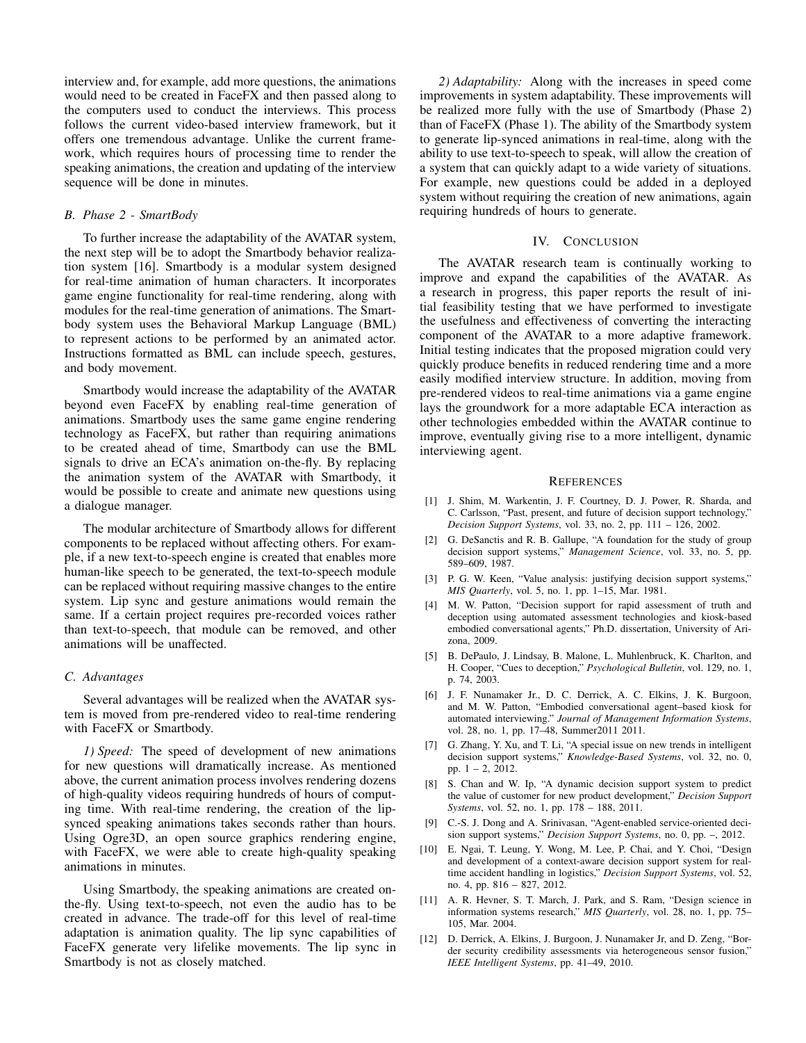interview and, for example, add more questions, the animations would need to be created in FaceFX and then passed along to the computers used to conduct the interviews. This process follows the current video-based interview framework, but it offers one tremendous advantage. Unlike the current framework, which requires hours of processing time to render the speaking animations, the creation and updating of the interview sequence will be done in minutes.

### B. Phase 2 - SmartBody

To further increase the adaptability of the AVATAR system, the next step will be to adopt the Smartbody behavior realization system [16]. Smartbody is a modular system designed for real-time animation of human characters. It incorporates game engine functionality for real-time rendering, along with modules for the real-time generation of animations. The Smartbody system uses the Behavioral Markup Language (BML) to represent actions to be performed by an animated actor. Instructions formatted as BML can include speech, gestures, and body movement.

Smartbody would increase the adaptability of the AVATAR beyond even FaceFX by enabling real-time generation of animations. Smartbody uses the same game engine rendering technology as FaceFX, but rather than requiring animations to be created ahead of time, Smartbody can use the BML signals to drive an ECA's animation on-the-fly. By replacing the animation system of the AVATAR with Smartbody, it would be possible to create and animate new questions using a dialogue manager.

The modular architecture of Smartbody allows for different components to be replaced without affecting others. For example, if a new text-to-speech engine is created that enables more human-like speech to be generated, the text-to-speech module can be replaced without requiring massive changes to the entire system. Lip sync and gesture animations would remain the same. If a certain project requires pre-recorded voices rather than text-to-speech, that module can be removed, and other animations will be unaffected.

### C. Advantages

Several advantages will be realized when the AVATAR system is moved from pre-rendered video to real-time rendering with FaceFX or Smartbody.

*1) Speed:* The speed of development of new animations for new questions will dramatically increase. As mentioned above, the current animation process involves rendering dozens of high-quality videos requiring hundreds of hours of computing time. With real-time rendering, the creation of the lip-synced speaking animations takes seconds rather than hours. Using Ogre3D, an open source graphics rendering engine, with FaceFX, we were able to create high-quality speaking animations in minutes.

Using Smartbody, the speaking animations are created on-the-fly. Using text-to-speech, not even the audio has to be created in advance. The trade-off for this level of real-time adaptation is animation quality. The lip sync capabilities of FaceFX generate very lifelike movements. The lip sync in Smartbody is not as closely matched.

*2) Adaptability:* Along with the increases in speed come improvements in system adaptability. These improvements will be realized more fully with the use of Smartbody (Phase 2) than of FaceFX (Phase 1). The ability of the Smartbody system to generate lip-synced animations in real-time, along with the ability to use text-to-speech to speak, will allow the creation of a system that can quickly adapt to a wide variety of situations. For example, new questions could be added in a deployed system without requiring the creation of new animations, again requiring hundreds of hours to generate.

## IV. Conclusion

The AVATAR research team is continually working to improve and expand the capabilities of the AVATAR. As a research in progress, this paper reports the result of initial feasibility testing that we have performed to investigate the usefulness and effectiveness of converting the interacting component of the AVATAR to a more adaptive framework. Initial testing indicates that the proposed migration could very quickly produce benefits in reduced rendering time and a more easily modified interview structure. In addition, moving from pre-rendered videos to real-time animations via a game engine lays the groundwork for a more adaptable ECA interaction as other technologies embedded within the AVATAR continue to improve, eventually giving rise to a more intelligent, dynamic interviewing agent.

## References

[1] J. Shim, M. Warkentin, J. F. Courtney, D. J. Power, R. Sharda, and C. Carlsson, "Past, present, and future of decision support technology," *Decision Support Systems*, vol. 33, no. 2, pp. 111 – 126, 2002.

[2] G. DeSanctis and R. B. Gallupe, "A foundation for the study of group decision support systems," *Management Science*, vol. 33, no. 5, pp. 589–609, 1987.

[3] P. G. W. Keen, "Value analysis: justifying decision support systems," *MIS Quarterly*, vol. 5, no. 1, pp. 1–15, Mar. 1981.

[4] M. W. Patton, "Decision support for rapid assessment of truth and deception using automated assessment technologies and kiosk-based embodied conversational agents," Ph.D. dissertation, University of Arizona, 2009.

[5] B. DePaulo, J. Lindsay, B. Malone, L. Muhlenbruck, K. Charlton, and H. Cooper, "Cues to deception," *Psychological Bulletin*, vol. 129, no. 1, p. 74, 2003.

[6] J. F. Nunamaker Jr., D. C. Derrick, A. C. Elkins, J. K. Burgoon, and M. W. Patton, "Embodied conversational agent–based kiosk for automated interviewing." *Journal of Management Information Systems*, vol. 28, no. 1, pp. 17–48, Summer2011 2011.

[7] G. Zhang, Y. Xu, and T. Li, "A special issue on new trends in intelligent decision support systems," *Knowledge-Based Systems*, vol. 32, no. 0, pp. 1 – 2, 2012.

[8] S. Chan and W. Ip, "A dynamic decision support system to predict the value of customer for new product development," *Decision Support Systems*, vol. 52, no. 1, pp. 178 – 188, 2011.

[9] C.-S. J. Dong and A. Srinivasan, "Agent-enabled service-oriented decision support systems," *Decision Support Systems*, no. 0, pp. –, 2012.

[10] E. Ngai, T. Leung, Y. Wong, M. Lee, P. Chai, and Y. Choi, "Design and development of a context-aware decision support system for real-time accident handling in logistics," *Decision Support Systems*, vol. 52, no. 4, pp. 816 – 827, 2012.

[11] A. R. Hevner, S. T. March, J. Park, and S. Ram, "Design science in information systems research," *MIS Quarterly*, vol. 28, no. 1, pp. 75–105, Mar. 2004.

[12] D. Derrick, A. Elkins, J. Burgoon, J. Nunamaker Jr, and D. Zeng, "Border security credibility assessments via heterogeneous sensor fusion," *IEEE Intelligent Systems*, pp. 41–49, 2010.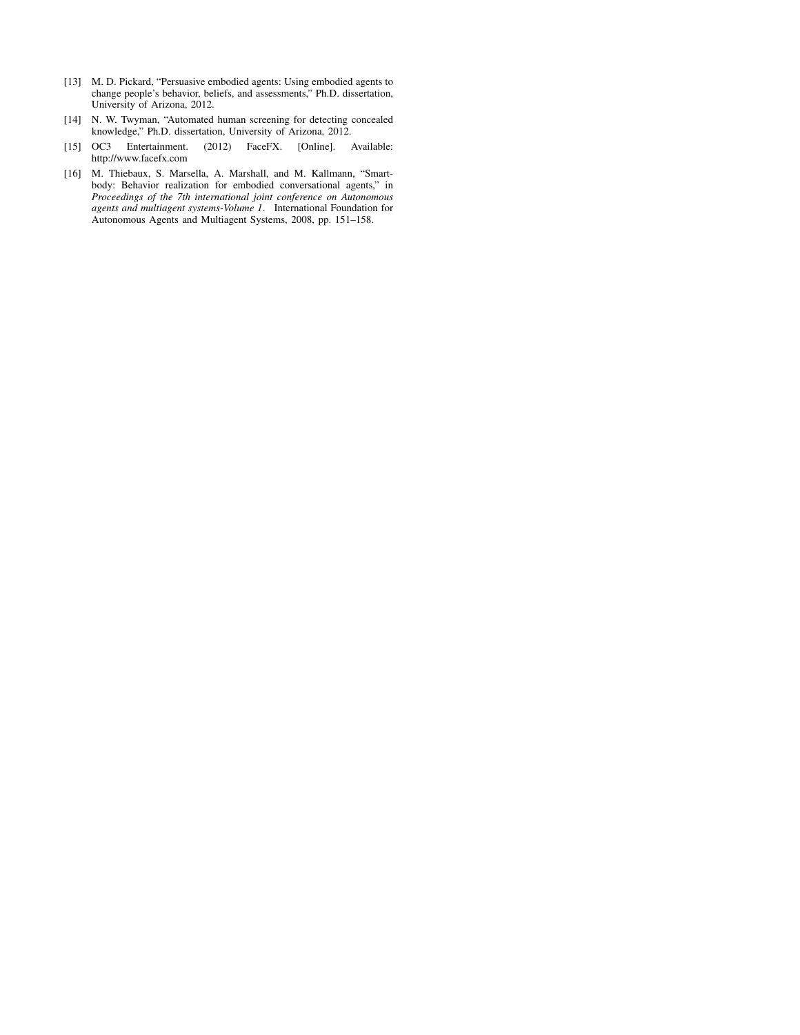[13] M. D. Pickard, "Persuasive embodied agents: Using embodied agents to change people's behavior, beliefs, and assessments," Ph.D. dissertation, University of Arizona, 2012.

[14] N. W. Twyman, "Automated human screening for detecting concealed knowledge," Ph.D. dissertation, University of Arizona, 2012.

[15] OC3 Entertainment. (2012) FaceFX. [Online]. Available: http://www.facefx.com

[16] M. Thiebaux, S. Marsella, A. Marshall, and M. Kallmann, "Smartbody: Behavior realization for embodied conversational agents," in *Proceedings of the 7th international joint conference on Autonomous agents and multiagent systems-Volume 1*. International Foundation for Autonomous Agents and Multiagent Systems, 2008, pp. 151–158.